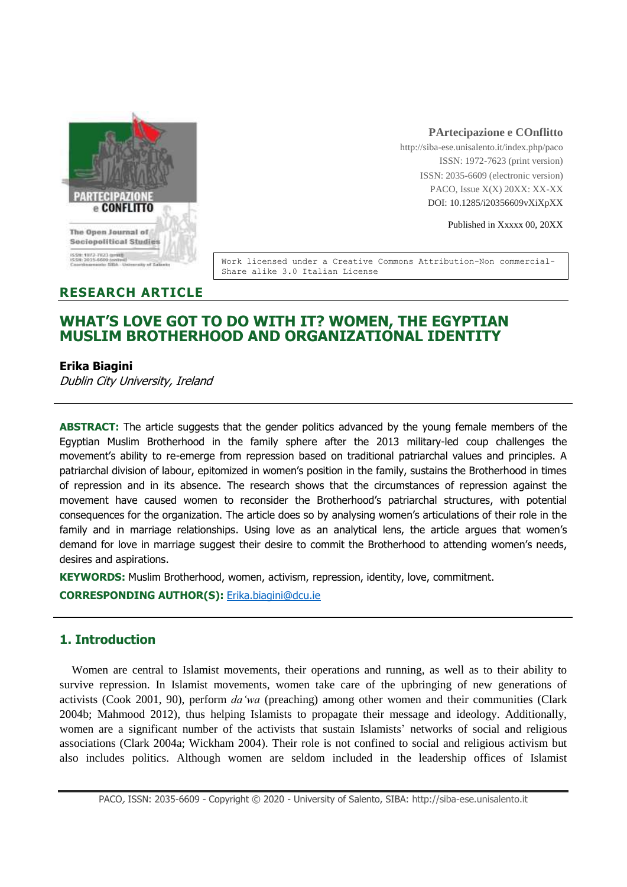**PArtecipazione e COnflitto**
http://siba-ese.unisalento.it/index.php/paco
ISSN: 1972-7623 (print version)
ISSN: 2035-6609 (electronic version)
PACO, Issue X(X) 20XX: XX-XX
DOI: 10.1285/i20356609vXiXpXX

Published in Xxxxx 00, 20XX

```
Work licensed under a Creative Commons Attribution-Non commercial-
Share alike 3.0 Italian License
```

**RESEARCH ARTICLE**

# WHAT'S LOVE GOT TO DO WITH IT? WOMEN, THE EGYPTIAN MUSLIM BROTHERHOOD AND ORGANIZATIONAL IDENTITY

**Erika Biagini**
*Dublin City University, Ireland*

**ABSTRACT:** The article suggests that the gender politics advanced by the young female members of the Egyptian Muslim Brotherhood in the family sphere after the 2013 military-led coup challenges the movement's ability to re-emerge from repression based on traditional patriarchal values and principles. A patriarchal division of labour, epitomized in women's position in the family, sustains the Brotherhood in times of repression and in its absence. The research shows that the circumstances of repression against the movement have caused women to reconsider the Brotherhood's patriarchal structures, with potential consequences for the organization. The article does so by analysing women's articulations of their role in the family and in marriage relationships. Using love as an analytical lens, the article argues that women's demand for love in marriage suggest their desire to commit the Brotherhood to attending women's needs, desires and aspirations.

**KEYWORDS:** Muslim Brotherhood, women, activism, repression, identity, love, commitment.

**CORRESPONDING AUTHOR(S):** Erika.biagini@dcu.ie

## 1. Introduction

Women are central to Islamist movements, their operations and running, as well as to their ability to survive repression. In Islamist movements, women take care of the upbringing of new generations of activists (Cook 2001, 90), perform *da'wa* (preaching) among other women and their communities (Clark 2004b; Mahmood 2012), thus helping Islamists to propagate their message and ideology. Additionally, women are a significant number of the activists that sustain Islamists' networks of social and religious associations (Clark 2004a; Wickham 2004). Their role is not confined to social and religious activism but also includes politics. Although women are seldom included in the leadership offices of Islamist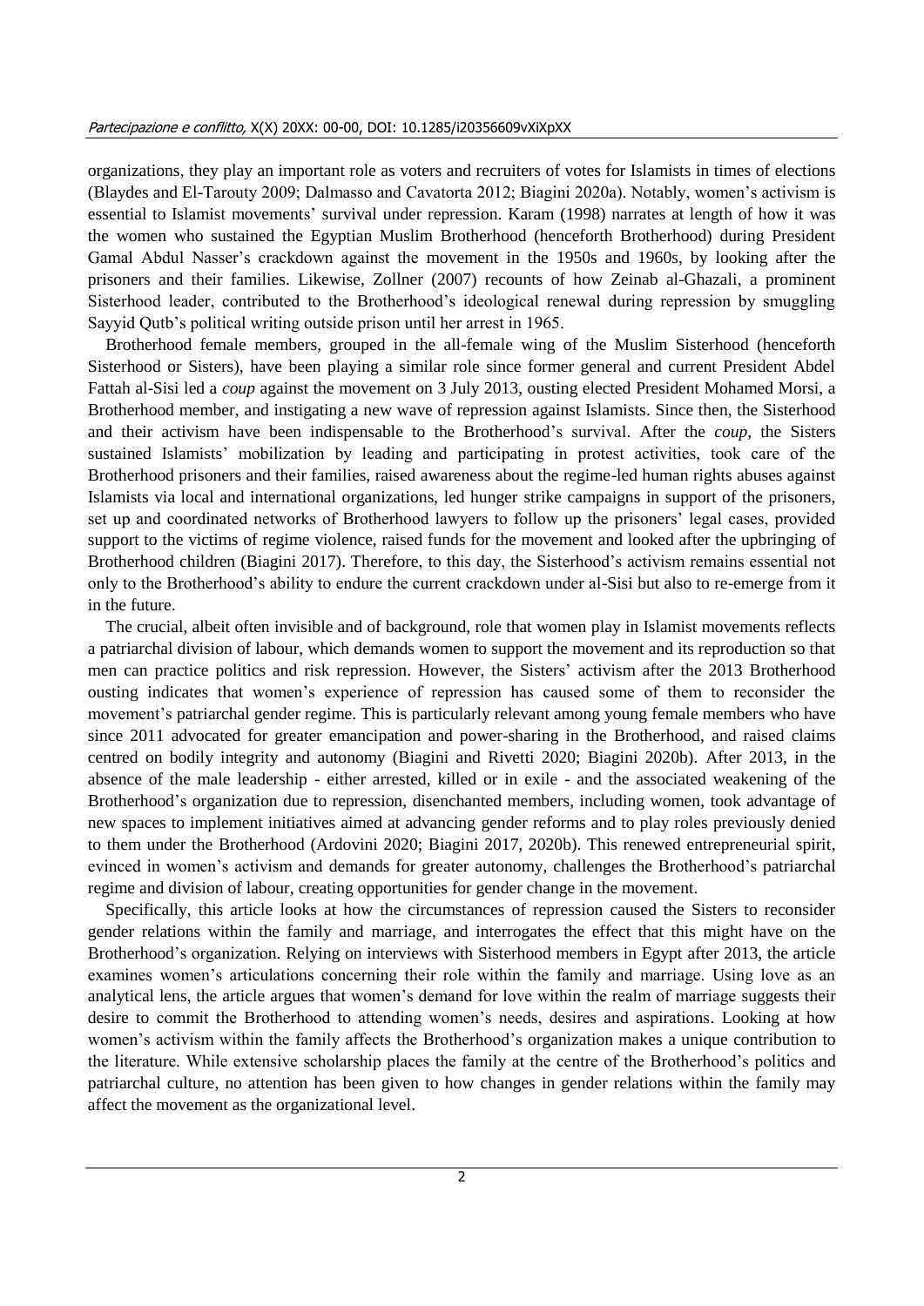organizations, they play an important role as voters and recruiters of votes for Islamists in times of elections (Blaydes and El-Tarouty 2009; Dalmasso and Cavatorta 2012; Biagini 2020a). Notably, women's activism is essential to Islamist movements' survival under repression. Karam (1998) narrates at length of how it was the women who sustained the Egyptian Muslim Brotherhood (henceforth Brotherhood) during President Gamal Abdul Nasser's crackdown against the movement in the 1950s and 1960s, by looking after the prisoners and their families. Likewise, Zollner (2007) recounts of how Zeinab al-Ghazali, a prominent Sisterhood leader, contributed to the Brotherhood's ideological renewal during repression by smuggling Sayyid Qutb's political writing outside prison until her arrest in 1965.

Brotherhood female members, grouped in the all-female wing of the Muslim Sisterhood (henceforth Sisterhood or Sisters), have been playing a similar role since former general and current President Abdel Fattah al-Sisi led a *coup* against the movement on 3 July 2013, ousting elected President Mohamed Morsi, a Brotherhood member, and instigating a new wave of repression against Islamists. Since then, the Sisterhood and their activism have been indispensable to the Brotherhood's survival. After the *coup*, the Sisters sustained Islamists' mobilization by leading and participating in protest activities, took care of the Brotherhood prisoners and their families, raised awareness about the regime-led human rights abuses against Islamists via local and international organizations, led hunger strike campaigns in support of the prisoners, set up and coordinated networks of Brotherhood lawyers to follow up the prisoners' legal cases, provided support to the victims of regime violence, raised funds for the movement and looked after the upbringing of Brotherhood children (Biagini 2017). Therefore, to this day, the Sisterhood's activism remains essential not only to the Brotherhood's ability to endure the current crackdown under al-Sisi but also to re-emerge from it in the future.

The crucial, albeit often invisible and of background, role that women play in Islamist movements reflects a patriarchal division of labour, which demands women to support the movement and its reproduction so that men can practice politics and risk repression. However, the Sisters' activism after the 2013 Brotherhood ousting indicates that women's experience of repression has caused some of them to reconsider the movement's patriarchal gender regime. This is particularly relevant among young female members who have since 2011 advocated for greater emancipation and power-sharing in the Brotherhood, and raised claims centred on bodily integrity and autonomy (Biagini and Rivetti 2020; Biagini 2020b). After 2013, in the absence of the male leadership - either arrested, killed or in exile - and the associated weakening of the Brotherhood's organization due to repression, disenchanted members, including women, took advantage of new spaces to implement initiatives aimed at advancing gender reforms and to play roles previously denied to them under the Brotherhood (Ardovini 2020; Biagini 2017, 2020b). This renewed entrepreneurial spirit, evinced in women's activism and demands for greater autonomy, challenges the Brotherhood's patriarchal regime and division of labour, creating opportunities for gender change in the movement.

Specifically, this article looks at how the circumstances of repression caused the Sisters to reconsider gender relations within the family and marriage, and interrogates the effect that this might have on the Brotherhood's organization. Relying on interviews with Sisterhood members in Egypt after 2013, the article examines women's articulations concerning their role within the family and marriage. Using love as an analytical lens, the article argues that women's demand for love within the realm of marriage suggests their desire to commit the Brotherhood to attending women's needs, desires and aspirations. Looking at how women's activism within the family affects the Brotherhood's organization makes a unique contribution to the literature. While extensive scholarship places the family at the centre of the Brotherhood's politics and patriarchal culture, no attention has been given to how changes in gender relations within the family may affect the movement as the organizational level.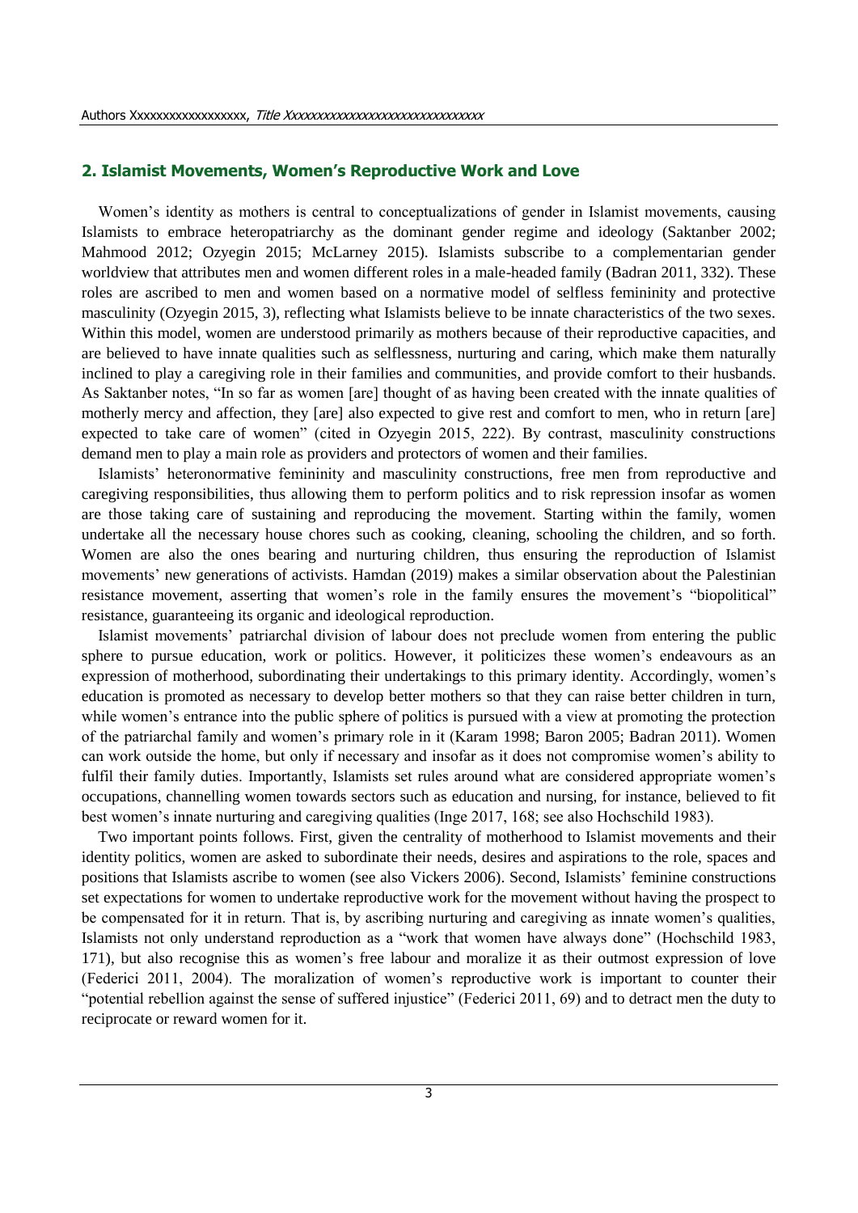## 2. Islamist Movements, Women's Reproductive Work and Love

Women's identity as mothers is central to conceptualizations of gender in Islamist movements, causing Islamists to embrace heteropatriarchy as the dominant gender regime and ideology (Saktanber 2002; Mahmood 2012; Ozyegin 2015; McLarney 2015). Islamists subscribe to a complementarian gender worldview that attributes men and women different roles in a male-headed family (Badran 2011, 332). These roles are ascribed to men and women based on a normative model of selfless femininity and protective masculinity (Ozyegin 2015, 3), reflecting what Islamists believe to be innate characteristics of the two sexes. Within this model, women are understood primarily as mothers because of their reproductive capacities, and are believed to have innate qualities such as selflessness, nurturing and caring, which make them naturally inclined to play a caregiving role in their families and communities, and provide comfort to their husbands. As Saktanber notes, "In so far as women [are] thought of as having been created with the innate qualities of motherly mercy and affection, they [are] also expected to give rest and comfort to men, who in return [are] expected to take care of women" (cited in Ozyegin 2015, 222). By contrast, masculinity constructions demand men to play a main role as providers and protectors of women and their families.

Islamists' heteronormative femininity and masculinity constructions, free men from reproductive and caregiving responsibilities, thus allowing them to perform politics and to risk repression insofar as women are those taking care of sustaining and reproducing the movement. Starting within the family, women undertake all the necessary house chores such as cooking, cleaning, schooling the children, and so forth. Women are also the ones bearing and nurturing children, thus ensuring the reproduction of Islamist movements' new generations of activists. Hamdan (2019) makes a similar observation about the Palestinian resistance movement, asserting that women's role in the family ensures the movement's "biopolitical" resistance, guaranteeing its organic and ideological reproduction.

Islamist movements' patriarchal division of labour does not preclude women from entering the public sphere to pursue education, work or politics. However, it politicizes these women's endeavours as an expression of motherhood, subordinating their undertakings to this primary identity. Accordingly, women's education is promoted as necessary to develop better mothers so that they can raise better children in turn, while women's entrance into the public sphere of politics is pursued with a view at promoting the protection of the patriarchal family and women's primary role in it (Karam 1998; Baron 2005; Badran 2011). Women can work outside the home, but only if necessary and insofar as it does not compromise women's ability to fulfil their family duties. Importantly, Islamists set rules around what are considered appropriate women's occupations, channelling women towards sectors such as education and nursing, for instance, believed to fit best women's innate nurturing and caregiving qualities (Inge 2017, 168; see also Hochschild 1983).

Two important points follows. First, given the centrality of motherhood to Islamist movements and their identity politics, women are asked to subordinate their needs, desires and aspirations to the role, spaces and positions that Islamists ascribe to women (see also Vickers 2006). Second, Islamists' feminine constructions set expectations for women to undertake reproductive work for the movement without having the prospect to be compensated for it in return. That is, by ascribing nurturing and caregiving as innate women's qualities, Islamists not only understand reproduction as a "work that women have always done" (Hochschild 1983, 171), but also recognise this as women's free labour and moralize it as their outmost expression of love (Federici 2011, 2004). The moralization of women's reproductive work is important to counter their "potential rebellion against the sense of suffered injustice" (Federici 2011, 69) and to detract men the duty to reciprocate or reward women for it.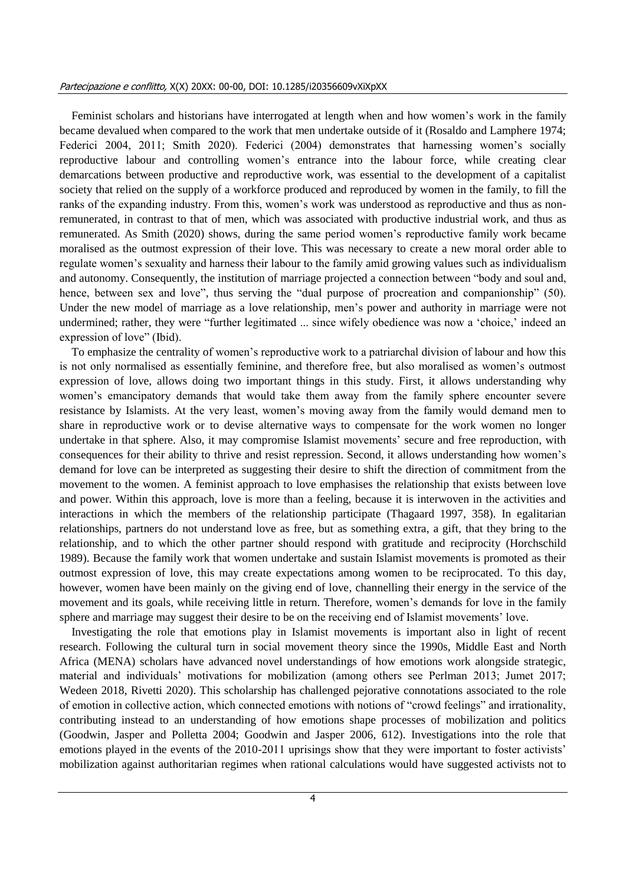Feminist scholars and historians have interrogated at length when and how women's work in the family became devalued when compared to the work that men undertake outside of it (Rosaldo and Lamphere 1974; Federici 2004, 2011; Smith 2020). Federici (2004) demonstrates that harnessing women's socially reproductive labour and controlling women's entrance into the labour force, while creating clear demarcations between productive and reproductive work, was essential to the development of a capitalist society that relied on the supply of a workforce produced and reproduced by women in the family, to fill the ranks of the expanding industry. From this, women's work was understood as reproductive and thus as non-remunerated, in contrast to that of men, which was associated with productive industrial work, and thus as remunerated. As Smith (2020) shows, during the same period women's reproductive family work became moralised as the outmost expression of their love. This was necessary to create a new moral order able to regulate women's sexuality and harness their labour to the family amid growing values such as individualism and autonomy. Consequently, the institution of marriage projected a connection between "body and soul and, hence, between sex and love", thus serving the "dual purpose of procreation and companionship" (50). Under the new model of marriage as a love relationship, men's power and authority in marriage were not undermined; rather, they were "further legitimated ... since wifely obedience was now a 'choice,' indeed an expression of love" (Ibid).

To emphasize the centrality of women's reproductive work to a patriarchal division of labour and how this is not only normalised as essentially feminine, and therefore free, but also moralised as women's outmost expression of love, allows doing two important things in this study. First, it allows understanding why women's emancipatory demands that would take them away from the family sphere encounter severe resistance by Islamists. At the very least, women's moving away from the family would demand men to share in reproductive work or to devise alternative ways to compensate for the work women no longer undertake in that sphere. Also, it may compromise Islamist movements' secure and free reproduction, with consequences for their ability to thrive and resist repression. Second, it allows understanding how women's demand for love can be interpreted as suggesting their desire to shift the direction of commitment from the movement to the women. A feminist approach to love emphasises the relationship that exists between love and power. Within this approach, love is more than a feeling, because it is interwoven in the activities and interactions in which the members of the relationship participate (Thagaard 1997, 358). In egalitarian relationships, partners do not understand love as free, but as something extra, a gift, that they bring to the relationship, and to which the other partner should respond with gratitude and reciprocity (Horchschild 1989). Because the family work that women undertake and sustain Islamist movements is promoted as their outmost expression of love, this may create expectations among women to be reciprocated. To this day, however, women have been mainly on the giving end of love, channelling their energy in the service of the movement and its goals, while receiving little in return. Therefore, women's demands for love in the family sphere and marriage may suggest their desire to be on the receiving end of Islamist movements' love.

Investigating the role that emotions play in Islamist movements is important also in light of recent research. Following the cultural turn in social movement theory since the 1990s, Middle East and North Africa (MENA) scholars have advanced novel understandings of how emotions work alongside strategic, material and individuals' motivations for mobilization (among others see Perlman 2013; Jumet 2017; Wedeen 2018, Rivetti 2020). This scholarship has challenged pejorative connotations associated to the role of emotion in collective action, which connected emotions with notions of "crowd feelings" and irrationality, contributing instead to an understanding of how emotions shape processes of mobilization and politics (Goodwin, Jasper and Polletta 2004; Goodwin and Jasper 2006, 612). Investigations into the role that emotions played in the events of the 2010-2011 uprisings show that they were important to foster activists' mobilization against authoritarian regimes when rational calculations would have suggested activists not to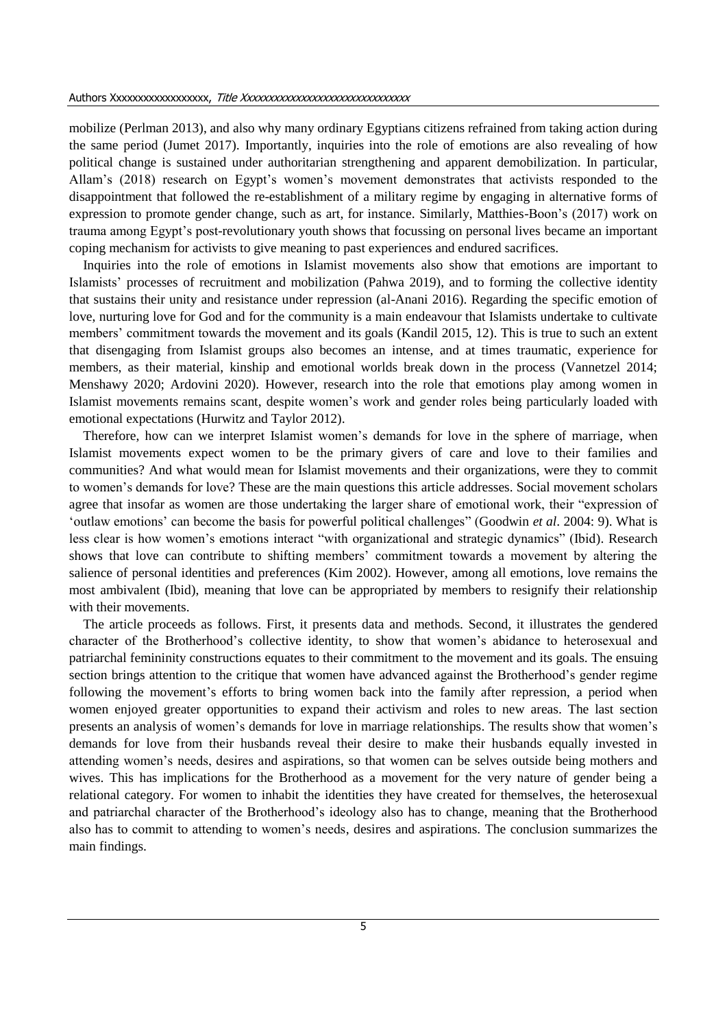mobilize (Perlman 2013), and also why many ordinary Egyptians citizens refrained from taking action during the same period (Jumet 2017). Importantly, inquiries into the role of emotions are also revealing of how political change is sustained under authoritarian strengthening and apparent demobilization. In particular, Allam's (2018) research on Egypt's women's movement demonstrates that activists responded to the disappointment that followed the re-establishment of a military regime by engaging in alternative forms of expression to promote gender change, such as art, for instance. Similarly, Matthies-Boon's (2017) work on trauma among Egypt's post-revolutionary youth shows that focussing on personal lives became an important coping mechanism for activists to give meaning to past experiences and endured sacrifices.

Inquiries into the role of emotions in Islamist movements also show that emotions are important to Islamists' processes of recruitment and mobilization (Pahwa 2019), and to forming the collective identity that sustains their unity and resistance under repression (al-Anani 2016). Regarding the specific emotion of love, nurturing love for God and for the community is a main endeavour that Islamists undertake to cultivate members' commitment towards the movement and its goals (Kandil 2015, 12). This is true to such an extent that disengaging from Islamist groups also becomes an intense, and at times traumatic, experience for members, as their material, kinship and emotional worlds break down in the process (Vannetzel 2014; Menshawy 2020; Ardovini 2020). However, research into the role that emotions play among women in Islamist movements remains scant, despite women's work and gender roles being particularly loaded with emotional expectations (Hurwitz and Taylor 2012).

Therefore, how can we interpret Islamist women's demands for love in the sphere of marriage, when Islamist movements expect women to be the primary givers of care and love to their families and communities? And what would mean for Islamist movements and their organizations, were they to commit to women's demands for love? These are the main questions this article addresses. Social movement scholars agree that insofar as women are those undertaking the larger share of emotional work, their "expression of 'outlaw emotions' can become the basis for powerful political challenges" (Goodwin *et al*. 2004: 9). What is less clear is how women's emotions interact "with organizational and strategic dynamics" (Ibid). Research shows that love can contribute to shifting members' commitment towards a movement by altering the salience of personal identities and preferences (Kim 2002). However, among all emotions, love remains the most ambivalent (Ibid), meaning that love can be appropriated by members to resignify their relationship with their movements.

The article proceeds as follows. First, it presents data and methods. Second, it illustrates the gendered character of the Brotherhood's collective identity, to show that women's abidance to heterosexual and patriarchal femininity constructions equates to their commitment to the movement and its goals. The ensuing section brings attention to the critique that women have advanced against the Brotherhood's gender regime following the movement's efforts to bring women back into the family after repression, a period when women enjoyed greater opportunities to expand their activism and roles to new areas. The last section presents an analysis of women's demands for love in marriage relationships. The results show that women's demands for love from their husbands reveal their desire to make their husbands equally invested in attending women's needs, desires and aspirations, so that women can be selves outside being mothers and wives. This has implications for the Brotherhood as a movement for the very nature of gender being a relational category. For women to inhabit the identities they have created for themselves, the heterosexual and patriarchal character of the Brotherhood's ideology also has to change, meaning that the Brotherhood also has to commit to attending to women's needs, desires and aspirations. The conclusion summarizes the main findings.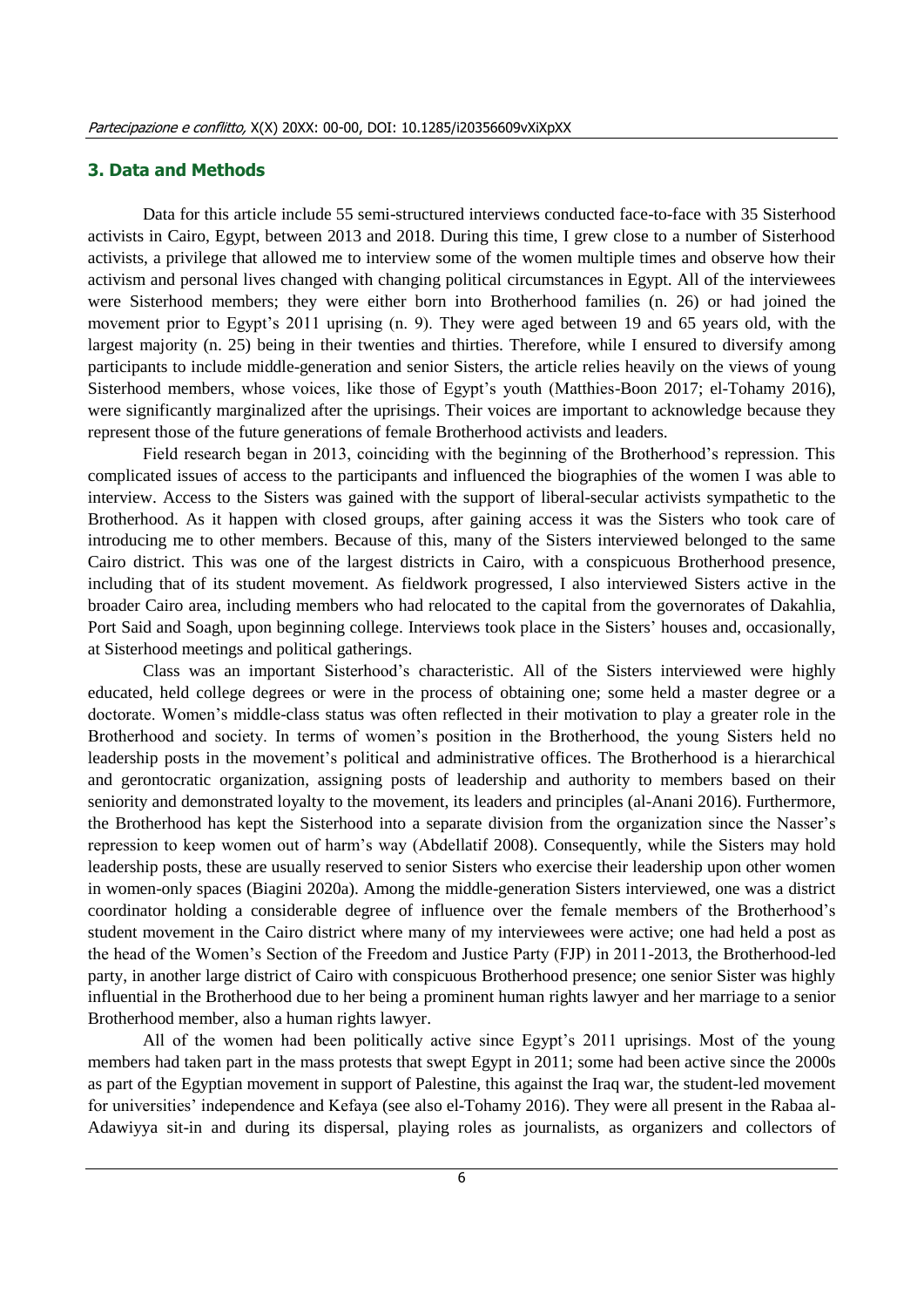## 3. Data and Methods

Data for this article include 55 semi-structured interviews conducted face-to-face with 35 Sisterhood activists in Cairo, Egypt, between 2013 and 2018. During this time, I grew close to a number of Sisterhood activists, a privilege that allowed me to interview some of the women multiple times and observe how their activism and personal lives changed with changing political circumstances in Egypt. All of the interviewees were Sisterhood members; they were either born into Brotherhood families (n. 26) or had joined the movement prior to Egypt's 2011 uprising (n. 9). They were aged between 19 and 65 years old, with the largest majority (n. 25) being in their twenties and thirties. Therefore, while I ensured to diversify among participants to include middle-generation and senior Sisters, the article relies heavily on the views of young Sisterhood members, whose voices, like those of Egypt's youth (Matthies-Boon 2017; el-Tohamy 2016), were significantly marginalized after the uprisings. Their voices are important to acknowledge because they represent those of the future generations of female Brotherhood activists and leaders.

Field research began in 2013, coinciding with the beginning of the Brotherhood's repression. This complicated issues of access to the participants and influenced the biographies of the women I was able to interview. Access to the Sisters was gained with the support of liberal-secular activists sympathetic to the Brotherhood. As it happen with closed groups, after gaining access it was the Sisters who took care of introducing me to other members. Because of this, many of the Sisters interviewed belonged to the same Cairo district. This was one of the largest districts in Cairo, with a conspicuous Brotherhood presence, including that of its student movement. As fieldwork progressed, I also interviewed Sisters active in the broader Cairo area, including members who had relocated to the capital from the governorates of Dakahlia, Port Said and Soagh, upon beginning college. Interviews took place in the Sisters' houses and, occasionally, at Sisterhood meetings and political gatherings.

Class was an important Sisterhood's characteristic. All of the Sisters interviewed were highly educated, held college degrees or were in the process of obtaining one; some held a master degree or a doctorate. Women's middle-class status was often reflected in their motivation to play a greater role in the Brotherhood and society. In terms of women's position in the Brotherhood, the young Sisters held no leadership posts in the movement's political and administrative offices. The Brotherhood is a hierarchical and gerontocratic organization, assigning posts of leadership and authority to members based on their seniority and demonstrated loyalty to the movement, its leaders and principles (al-Anani 2016). Furthermore, the Brotherhood has kept the Sisterhood into a separate division from the organization since the Nasser's repression to keep women out of harm's way (Abdellatif 2008). Consequently, while the Sisters may hold leadership posts, these are usually reserved to senior Sisters who exercise their leadership upon other women in women-only spaces (Biagini 2020a). Among the middle-generation Sisters interviewed, one was a district coordinator holding a considerable degree of influence over the female members of the Brotherhood's student movement in the Cairo district where many of my interviewees were active; one had held a post as the head of the Women's Section of the Freedom and Justice Party (FJP) in 2011-2013, the Brotherhood-led party, in another large district of Cairo with conspicuous Brotherhood presence; one senior Sister was highly influential in the Brotherhood due to her being a prominent human rights lawyer and her marriage to a senior Brotherhood member, also a human rights lawyer.

All of the women had been politically active since Egypt's 2011 uprisings. Most of the young members had taken part in the mass protests that swept Egypt in 2011; some had been active since the 2000s as part of the Egyptian movement in support of Palestine, this against the Iraq war, the student-led movement for universities' independence and Kefaya (see also el-Tohamy 2016). They were all present in the Rabaa al-Adawiyya sit-in and during its dispersal, playing roles as journalists, as organizers and collectors of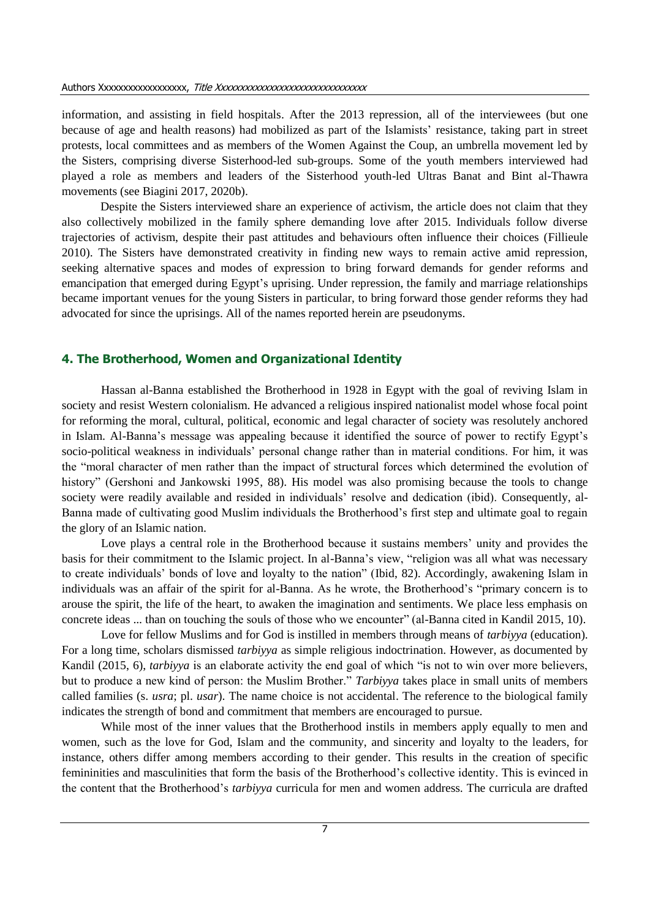information, and assisting in field hospitals. After the 2013 repression, all of the interviewees (but one because of age and health reasons) had mobilized as part of the Islamists' resistance, taking part in street protests, local committees and as members of the Women Against the Coup, an umbrella movement led by the Sisters, comprising diverse Sisterhood-led sub-groups. Some of the youth members interviewed had played a role as members and leaders of the Sisterhood youth-led Ultras Banat and Bint al-Thawra movements (see Biagini 2017, 2020b).

Despite the Sisters interviewed share an experience of activism, the article does not claim that they also collectively mobilized in the family sphere demanding love after 2015. Individuals follow diverse trajectories of activism, despite their past attitudes and behaviours often influence their choices (Fillieule 2010). The Sisters have demonstrated creativity in finding new ways to remain active amid repression, seeking alternative spaces and modes of expression to bring forward demands for gender reforms and emancipation that emerged during Egypt's uprising. Under repression, the family and marriage relationships became important venues for the young Sisters in particular, to bring forward those gender reforms they had advocated for since the uprisings. All of the names reported herein are pseudonyms.

## 4. The Brotherhood, Women and Organizational Identity

Hassan al-Banna established the Brotherhood in 1928 in Egypt with the goal of reviving Islam in society and resist Western colonialism. He advanced a religious inspired nationalist model whose focal point for reforming the moral, cultural, political, economic and legal character of society was resolutely anchored in Islam. Al-Banna's message was appealing because it identified the source of power to rectify Egypt's socio-political weakness in individuals' personal change rather than in material conditions. For him, it was the "moral character of men rather than the impact of structural forces which determined the evolution of history" (Gershoni and Jankowski 1995, 88). His model was also promising because the tools to change society were readily available and resided in individuals' resolve and dedication (ibid). Consequently, al-Banna made of cultivating good Muslim individuals the Brotherhood's first step and ultimate goal to regain the glory of an Islamic nation.

Love plays a central role in the Brotherhood because it sustains members' unity and provides the basis for their commitment to the Islamic project. In al-Banna's view, "religion was all what was necessary to create individuals' bonds of love and loyalty to the nation" (Ibid, 82). Accordingly, awakening Islam in individuals was an affair of the spirit for al-Banna. As he wrote, the Brotherhood's "primary concern is to arouse the spirit, the life of the heart, to awaken the imagination and sentiments. We place less emphasis on concrete ideas ... than on touching the souls of those who we encounter" (al-Banna cited in Kandil 2015, 10).

Love for fellow Muslims and for God is instilled in members through means of *tarbiyya* (education). For a long time, scholars dismissed *tarbiyya* as simple religious indoctrination. However, as documented by Kandil (2015, 6), *tarbiyya* is an elaborate activity the end goal of which "is not to win over more believers, but to produce a new kind of person: the Muslim Brother." *Tarbiyya* takes place in small units of members called families (s. *usra*; pl. *usar*). The name choice is not accidental. The reference to the biological family indicates the strength of bond and commitment that members are encouraged to pursue.

While most of the inner values that the Brotherhood instils in members apply equally to men and women, such as the love for God, Islam and the community, and sincerity and loyalty to the leaders, for instance, others differ among members according to their gender. This results in the creation of specific femininities and masculinities that form the basis of the Brotherhood's collective identity. This is evinced in the content that the Brotherhood's *tarbiyya* curricula for men and women address. The curricula are drafted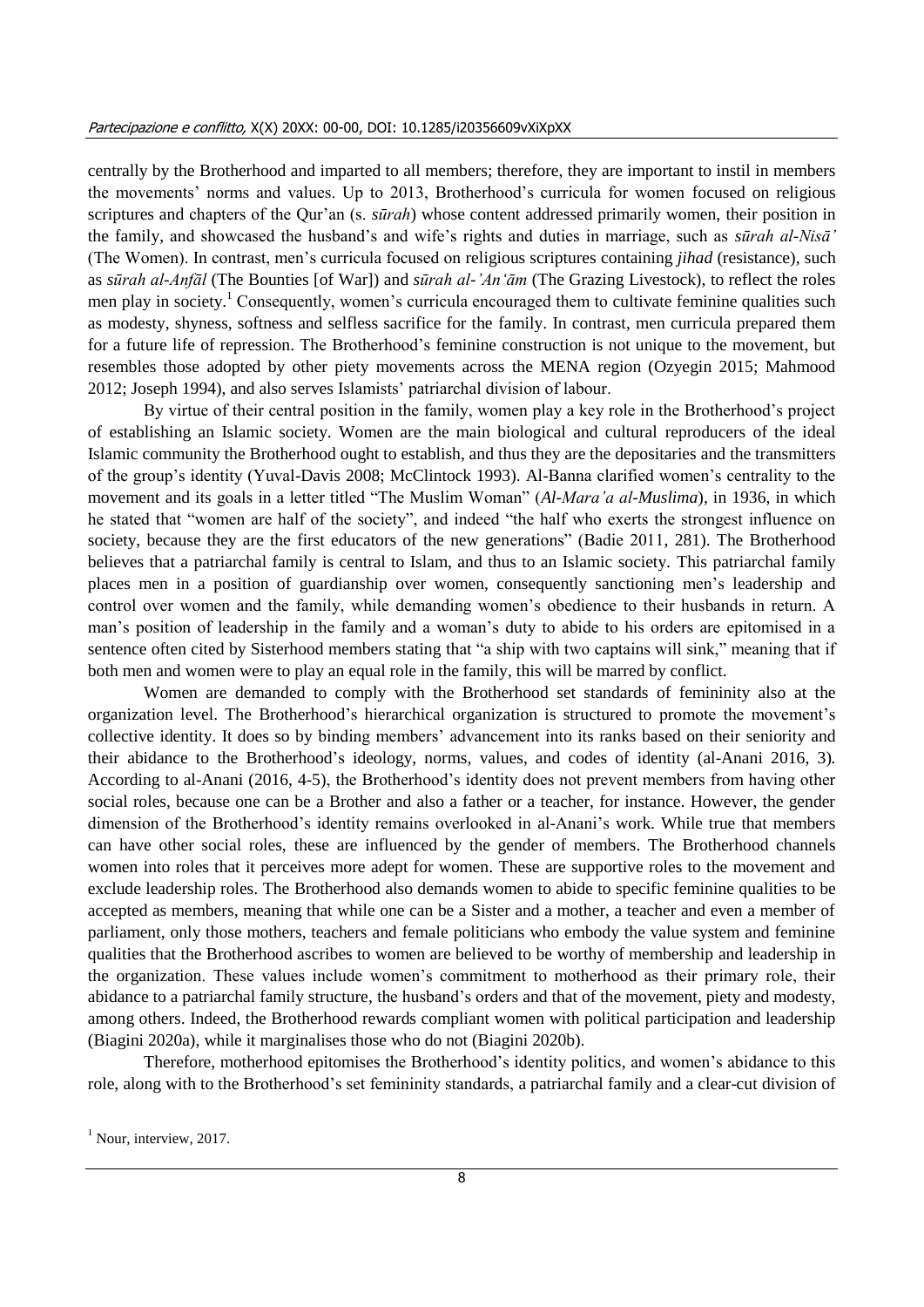centrally by the Brotherhood and imparted to all members; therefore, they are important to instil in members the movements' norms and values. Up to 2013, Brotherhood's curricula for women focused on religious scriptures and chapters of the Qur'an (s. *sūrah*) whose content addressed primarily women, their position in the family, and showcased the husband's and wife's rights and duties in marriage, such as *sūrah al-Nisā'* (The Women). In contrast, men's curricula focused on religious scriptures containing *jihad* (resistance), such as *sūrah al-Anfāl* (The Bounties [of War]) and *sūrah al-'An'ām* (The Grazing Livestock), to reflect the roles men play in society.[1] Consequently, women's curricula encouraged them to cultivate feminine qualities such as modesty, shyness, softness and selfless sacrifice for the family. In contrast, men curricula prepared them for a future life of repression. The Brotherhood's feminine construction is not unique to the movement, but resembles those adopted by other piety movements across the MENA region (Ozyegin 2015; Mahmood 2012; Joseph 1994), and also serves Islamists' patriarchal division of labour.

By virtue of their central position in the family, women play a key role in the Brotherhood's project of establishing an Islamic society. Women are the main biological and cultural reproducers of the ideal Islamic community the Brotherhood ought to establish, and thus they are the depositaries and the transmitters of the group's identity (Yuval-Davis 2008; McClintock 1993). Al-Banna clarified women's centrality to the movement and its goals in a letter titled "The Muslim Woman" (*Al-Mara'a al-Muslima*), in 1936, in which he stated that "women are half of the society", and indeed "the half who exerts the strongest influence on society, because they are the first educators of the new generations" (Badie 2011, 281). The Brotherhood believes that a patriarchal family is central to Islam, and thus to an Islamic society. This patriarchal family places men in a position of guardianship over women, consequently sanctioning men's leadership and control over women and the family, while demanding women's obedience to their husbands in return. A man's position of leadership in the family and a woman's duty to abide to his orders are epitomised in a sentence often cited by Sisterhood members stating that "a ship with two captains will sink," meaning that if both men and women were to play an equal role in the family, this will be marred by conflict.

Women are demanded to comply with the Brotherhood set standards of femininity also at the organization level. The Brotherhood's hierarchical organization is structured to promote the movement's collective identity. It does so by binding members' advancement into its ranks based on their seniority and their abidance to the Brotherhood's ideology, norms, values, and codes of identity (al-Anani 2016, 3). According to al-Anani (2016, 4-5), the Brotherhood's identity does not prevent members from having other social roles, because one can be a Brother and also a father or a teacher, for instance. However, the gender dimension of the Brotherhood's identity remains overlooked in al-Anani's work. While true that members can have other social roles, these are influenced by the gender of members. The Brotherhood channels women into roles that it perceives more adept for women. These are supportive roles to the movement and exclude leadership roles. The Brotherhood also demands women to abide to specific feminine qualities to be accepted as members, meaning that while one can be a Sister and a mother, a teacher and even a member of parliament, only those mothers, teachers and female politicians who embody the value system and feminine qualities that the Brotherhood ascribes to women are believed to be worthy of membership and leadership in the organization. These values include women's commitment to motherhood as their primary role, their abidance to a patriarchal family structure, the husband's orders and that of the movement, piety and modesty, among others. Indeed, the Brotherhood rewards compliant women with political participation and leadership (Biagini 2020a), while it marginalises those who do not (Biagini 2020b).

Therefore, motherhood epitomises the Brotherhood's identity politics, and women's abidance to this role, along with to the Brotherhood's set femininity standards, a patriarchal family and a clear-cut division of

[1] Nour, interview, 2017.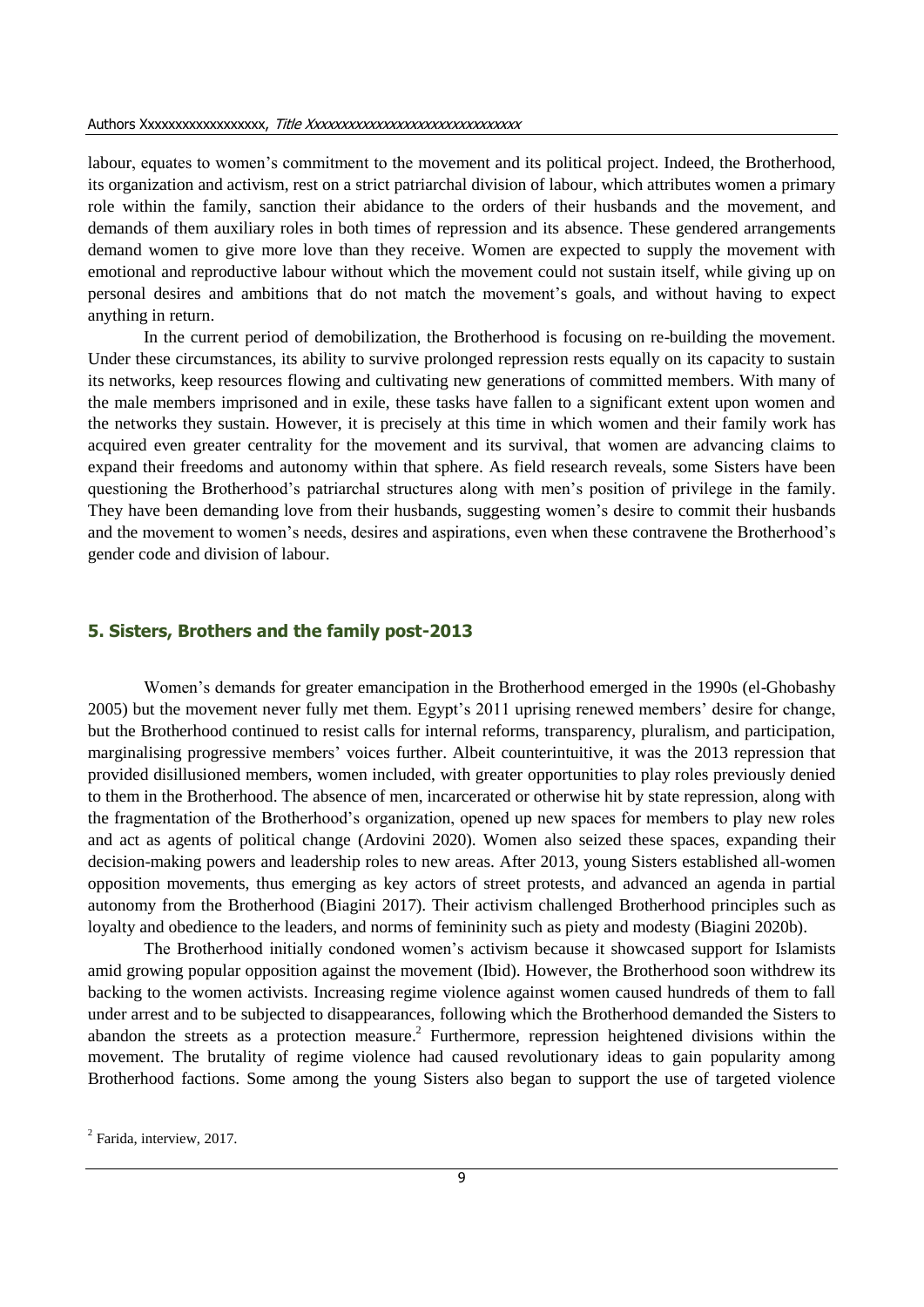labour, equates to women's commitment to the movement and its political project. Indeed, the Brotherhood, its organization and activism, rest on a strict patriarchal division of labour, which attributes women a primary role within the family, sanction their abidance to the orders of their husbands and the movement, and demands of them auxiliary roles in both times of repression and its absence. These gendered arrangements demand women to give more love than they receive. Women are expected to supply the movement with emotional and reproductive labour without which the movement could not sustain itself, while giving up on personal desires and ambitions that do not match the movement's goals, and without having to expect anything in return.

In the current period of demobilization, the Brotherhood is focusing on re-building the movement. Under these circumstances, its ability to survive prolonged repression rests equally on its capacity to sustain its networks, keep resources flowing and cultivating new generations of committed members. With many of the male members imprisoned and in exile, these tasks have fallen to a significant extent upon women and the networks they sustain. However, it is precisely at this time in which women and their family work has acquired even greater centrality for the movement and its survival, that women are advancing claims to expand their freedoms and autonomy within that sphere. As field research reveals, some Sisters have been questioning the Brotherhood's patriarchal structures along with men's position of privilege in the family. They have been demanding love from their husbands, suggesting women's desire to commit their husbands and the movement to women's needs, desires and aspirations, even when these contravene the Brotherhood's gender code and division of labour.

## 5. Sisters, Brothers and the family post-2013

Women's demands for greater emancipation in the Brotherhood emerged in the 1990s (el-Ghobashy 2005) but the movement never fully met them. Egypt's 2011 uprising renewed members' desire for change, but the Brotherhood continued to resist calls for internal reforms, transparency, pluralism, and participation, marginalising progressive members' voices further. Albeit counterintuitive, it was the 2013 repression that provided disillusioned members, women included, with greater opportunities to play roles previously denied to them in the Brotherhood. The absence of men, incarcerated or otherwise hit by state repression, along with the fragmentation of the Brotherhood's organization, opened up new spaces for members to play new roles and act as agents of political change (Ardovini 2020). Women also seized these spaces, expanding their decision-making powers and leadership roles to new areas. After 2013, young Sisters established all-women opposition movements, thus emerging as key actors of street protests, and advanced an agenda in partial autonomy from the Brotherhood (Biagini 2017). Their activism challenged Brotherhood principles such as loyalty and obedience to the leaders, and norms of femininity such as piety and modesty (Biagini 2020b).

The Brotherhood initially condoned women's activism because it showcased support for Islamists amid growing popular opposition against the movement (Ibid). However, the Brotherhood soon withdrew its backing to the women activists. Increasing regime violence against women caused hundreds of them to fall under arrest and to be subjected to disappearances, following which the Brotherhood demanded the Sisters to abandon the streets as a protection measure.[2] Furthermore, repression heightened divisions within the movement. The brutality of regime violence had caused revolutionary ideas to gain popularity among Brotherhood factions. Some among the young Sisters also began to support the use of targeted violence

[2] Farida, interview, 2017.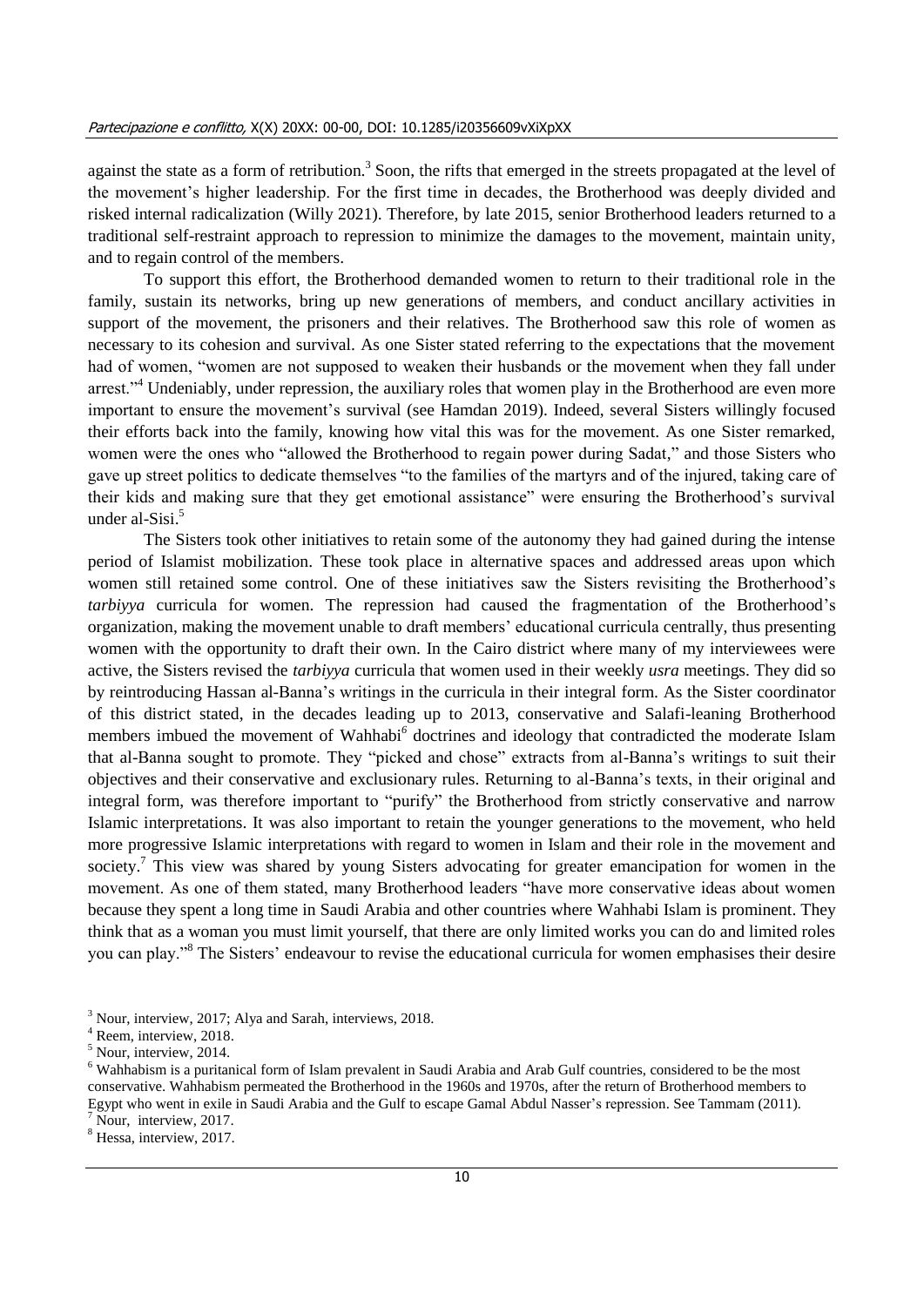against the state as a form of retribution.[3] Soon, the rifts that emerged in the streets propagated at the level of the movement's higher leadership. For the first time in decades, the Brotherhood was deeply divided and risked internal radicalization (Willy 2021). Therefore, by late 2015, senior Brotherhood leaders returned to a traditional self-restraint approach to repression to minimize the damages to the movement, maintain unity, and to regain control of the members.

To support this effort, the Brotherhood demanded women to return to their traditional role in the family, sustain its networks, bring up new generations of members, and conduct ancillary activities in support of the movement, the prisoners and their relatives. The Brotherhood saw this role of women as necessary to its cohesion and survival. As one Sister stated referring to the expectations that the movement had of women, "women are not supposed to weaken their husbands or the movement when they fall under arrest."[4] Undeniably, under repression, the auxiliary roles that women play in the Brotherhood are even more important to ensure the movement's survival (see Hamdan 2019). Indeed, several Sisters willingly focused their efforts back into the family, knowing how vital this was for the movement. As one Sister remarked, women were the ones who "allowed the Brotherhood to regain power during Sadat," and those Sisters who gave up street politics to dedicate themselves "to the families of the martyrs and of the injured, taking care of their kids and making sure that they get emotional assistance" were ensuring the Brotherhood's survival under al-Sisi.[5]

The Sisters took other initiatives to retain some of the autonomy they had gained during the intense period of Islamist mobilization. These took place in alternative spaces and addressed areas upon which women still retained some control. One of these initiatives saw the Sisters revisiting the Brotherhood's *tarbiyya* curricula for women. The repression had caused the fragmentation of the Brotherhood's organization, making the movement unable to draft members' educational curricula centrally, thus presenting women with the opportunity to draft their own. In the Cairo district where many of my interviewees were active, the Sisters revised the *tarbiyya* curricula that women used in their weekly *usra* meetings. They did so by reintroducing Hassan al-Banna's writings in the curricula in their integral form. As the Sister coordinator of this district stated, in the decades leading up to 2013, conservative and Salafi-leaning Brotherhood members imbued the movement of Wahhabi[6] doctrines and ideology that contradicted the moderate Islam that al-Banna sought to promote. They "picked and chose" extracts from al-Banna's writings to suit their objectives and their conservative and exclusionary rules. Returning to al-Banna's texts, in their original and integral form, was therefore important to "purify" the Brotherhood from strictly conservative and narrow Islamic interpretations. It was also important to retain the younger generations to the movement, who held more progressive Islamic interpretations with regard to women in Islam and their role in the movement and society.[7] This view was shared by young Sisters advocating for greater emancipation for women in the movement. As one of them stated, many Brotherhood leaders "have more conservative ideas about women because they spent a long time in Saudi Arabia and other countries where Wahhabi Islam is prominent. They think that as a woman you must limit yourself, that there are only limited works you can do and limited roles you can play."[8] The Sisters' endeavour to revise the educational curricula for women emphasises their desire

---

[3] Nour, interview, 2017; Alya and Sarah, interviews, 2018.

[4] Reem, interview, 2018.

[5] Nour, interview, 2014.

[6] Wahhabism is a puritanical form of Islam prevalent in Saudi Arabia and Arab Gulf countries, considered to be the most conservative. Wahhabism permeated the Brotherhood in the 1960s and 1970s, after the return of Brotherhood members to Egypt who went in exile in Saudi Arabia and the Gulf to escape Gamal Abdul Nasser's repression. See Tammam (2011).

[7] Nour, interview, 2017.

[8] Hessa, interview, 2017.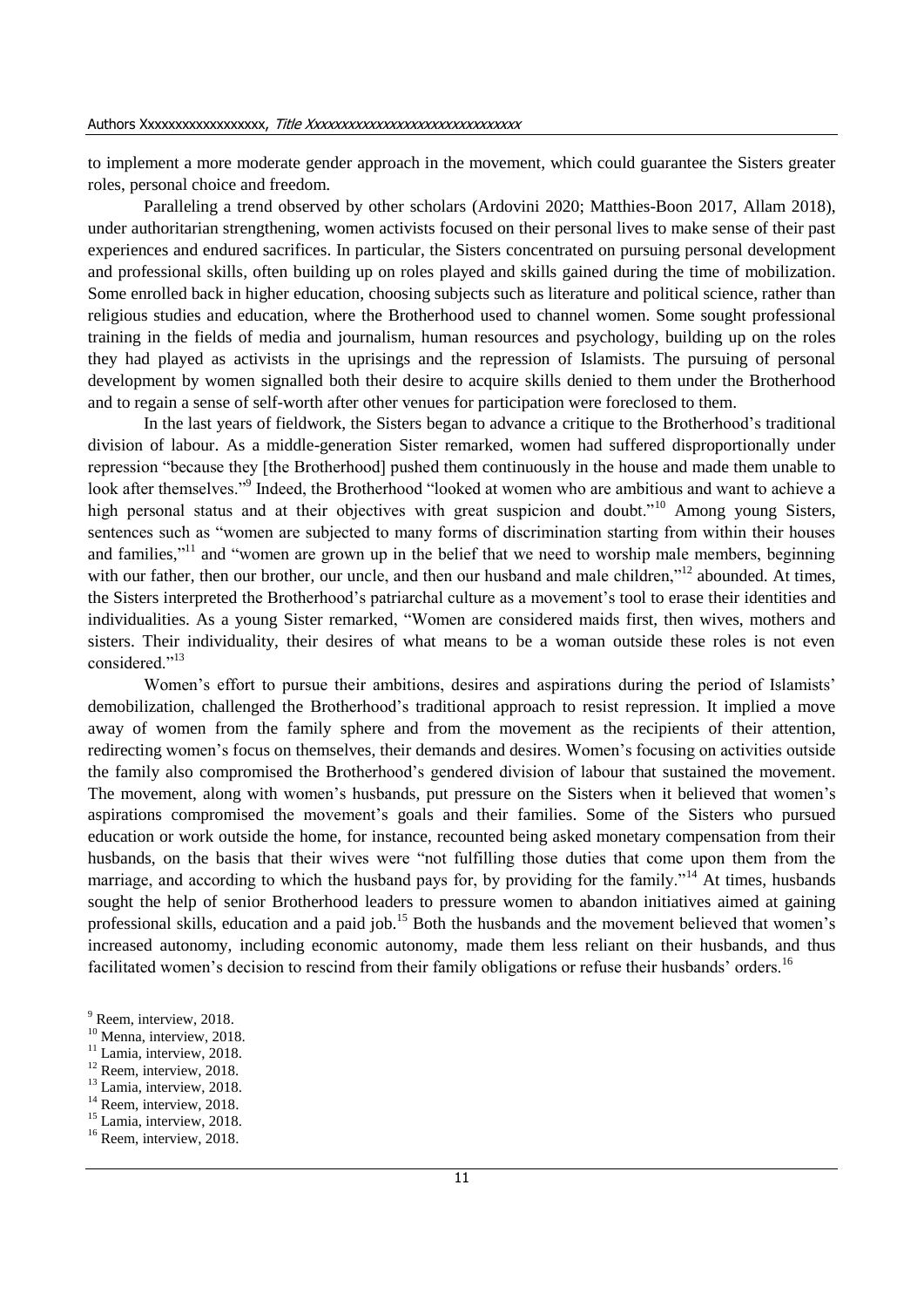to implement a more moderate gender approach in the movement, which could guarantee the Sisters greater roles, personal choice and freedom.

Paralleling a trend observed by other scholars (Ardovini 2020; Matthies-Boon 2017, Allam 2018), under authoritarian strengthening, women activists focused on their personal lives to make sense of their past experiences and endured sacrifices. In particular, the Sisters concentrated on pursuing personal development and professional skills, often building up on roles played and skills gained during the time of mobilization. Some enrolled back in higher education, choosing subjects such as literature and political science, rather than religious studies and education, where the Brotherhood used to channel women. Some sought professional training in the fields of media and journalism, human resources and psychology, building up on the roles they had played as activists in the uprisings and the repression of Islamists. The pursuing of personal development by women signalled both their desire to acquire skills denied to them under the Brotherhood and to regain a sense of self-worth after other venues for participation were foreclosed to them.

In the last years of fieldwork, the Sisters began to advance a critique to the Brotherhood's traditional division of labour. As a middle-generation Sister remarked, women had suffered disproportionally under repression "because they [the Brotherhood] pushed them continuously in the house and made them unable to look after themselves."[9] Indeed, the Brotherhood "looked at women who are ambitious and want to achieve a high personal status and at their objectives with great suspicion and doubt."[10] Among young Sisters, sentences such as "women are subjected to many forms of discrimination starting from within their houses and families,"[11] and "women are grown up in the belief that we need to worship male members, beginning with our father, then our brother, our uncle, and then our husband and male children,"[12] abounded. At times, the Sisters interpreted the Brotherhood's patriarchal culture as a movement's tool to erase their identities and individualities. As a young Sister remarked, "Women are considered maids first, then wives, mothers and sisters. Their individuality, their desires of what means to be a woman outside these roles is not even considered."[13]

Women's effort to pursue their ambitions, desires and aspirations during the period of Islamists' demobilization, challenged the Brotherhood's traditional approach to resist repression. It implied a move away of women from the family sphere and from the movement as the recipients of their attention, redirecting women's focus on themselves, their demands and desires. Women's focusing on activities outside the family also compromised the Brotherhood's gendered division of labour that sustained the movement. The movement, along with women's husbands, put pressure on the Sisters when it believed that women's aspirations compromised the movement's goals and their families. Some of the Sisters who pursued education or work outside the home, for instance, recounted being asked monetary compensation from their husbands, on the basis that their wives were "not fulfilling those duties that come upon them from the marriage, and according to which the husband pays for, by providing for the family."[14] At times, husbands sought the help of senior Brotherhood leaders to pressure women to abandon initiatives aimed at gaining professional skills, education and a paid job.[15] Both the husbands and the movement believed that women's increased autonomy, including economic autonomy, made them less reliant on their husbands, and thus facilitated women's decision to rescind from their family obligations or refuse their husbands' orders.[16]

[9] Reem, interview, 2018.
[10] Menna, interview, 2018.
[11] Lamia, interview, 2018.
[12] Reem, interview, 2018.
[13] Lamia, interview, 2018.
[14] Reem, interview, 2018.
[15] Lamia, interview, 2018.
[16] Reem, interview, 2018.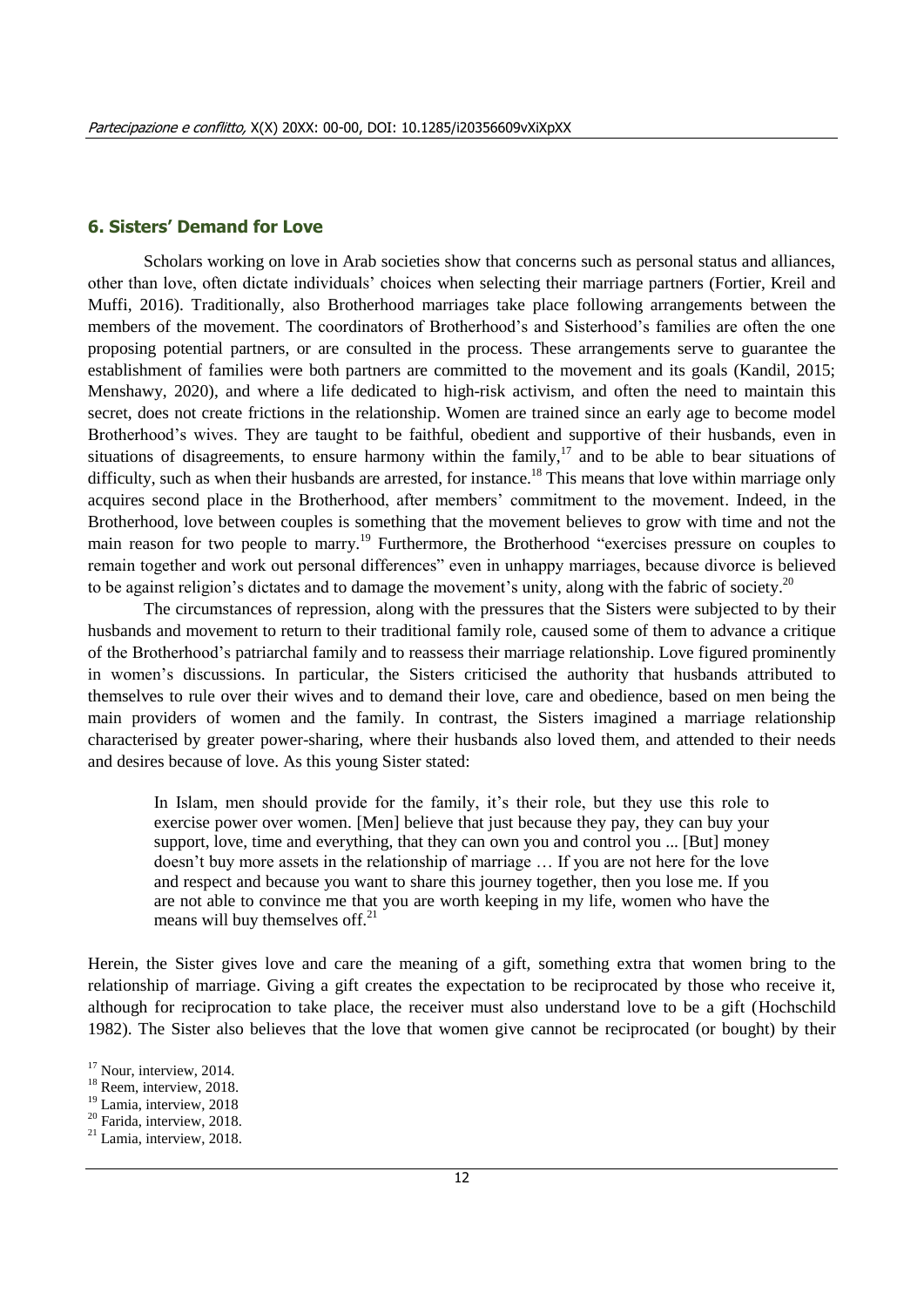## 6. Sisters' Demand for Love

Scholars working on love in Arab societies show that concerns such as personal status and alliances, other than love, often dictate individuals' choices when selecting their marriage partners (Fortier, Kreil and Muffi, 2016). Traditionally, also Brotherhood marriages take place following arrangements between the members of the movement. The coordinators of Brotherhood's and Sisterhood's families are often the one proposing potential partners, or are consulted in the process. These arrangements serve to guarantee the establishment of families were both partners are committed to the movement and its goals (Kandil, 2015; Menshawy, 2020), and where a life dedicated to high-risk activism, and often the need to maintain this secret, does not create frictions in the relationship. Women are trained since an early age to become model Brotherhood's wives. They are taught to be faithful, obedient and supportive of their husbands, even in situations of disagreements, to ensure harmony within the family,[17] and to be able to bear situations of difficulty, such as when their husbands are arrested, for instance.[18] This means that love within marriage only acquires second place in the Brotherhood, after members' commitment to the movement. Indeed, in the Brotherhood, love between couples is something that the movement believes to grow with time and not the main reason for two people to marry.[19] Furthermore, the Brotherhood "exercises pressure on couples to remain together and work out personal differences" even in unhappy marriages, because divorce is believed to be against religion's dictates and to damage the movement's unity, along with the fabric of society.[20]

The circumstances of repression, along with the pressures that the Sisters were subjected to by their husbands and movement to return to their traditional family role, caused some of them to advance a critique of the Brotherhood's patriarchal family and to reassess their marriage relationship. Love figured prominently in women's discussions. In particular, the Sisters criticised the authority that husbands attributed to themselves to rule over their wives and to demand their love, care and obedience, based on men being the main providers of women and the family. In contrast, the Sisters imagined a marriage relationship characterised by greater power-sharing, where their husbands also loved them, and attended to their needs and desires because of love. As this young Sister stated:

> In Islam, men should provide for the family, it's their role, but they use this role to exercise power over women. [Men] believe that just because they pay, they can buy your support, love, time and everything, that they can own you and control you ... [But] money doesn't buy more assets in the relationship of marriage … If you are not here for the love and respect and because you want to share this journey together, then you lose me. If you are not able to convince me that you are worth keeping in my life, women who have the means will buy themselves off.[21]

Herein, the Sister gives love and care the meaning of a gift, something extra that women bring to the relationship of marriage. Giving a gift creates the expectation to be reciprocated by those who receive it, although for reciprocation to take place, the receiver must also understand love to be a gift (Hochschild 1982). The Sister also believes that the love that women give cannot be reciprocated (or bought) by their

[17] Nour, interview, 2014.
[18] Reem, interview, 2018.
[19] Lamia, interview, 2018
[20] Farida, interview, 2018.
[21] Lamia, interview, 2018.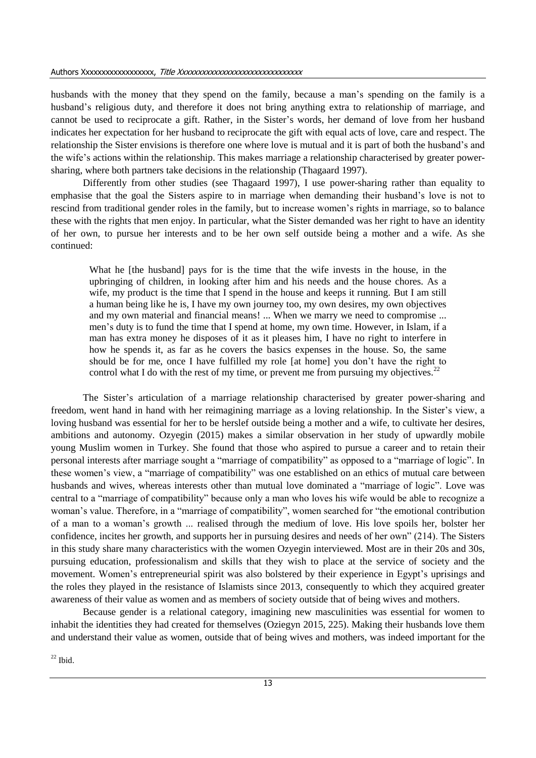husbands with the money that they spend on the family, because a man's spending on the family is a husband's religious duty, and therefore it does not bring anything extra to relationship of marriage, and cannot be used to reciprocate a gift. Rather, in the Sister's words, her demand of love from her husband indicates her expectation for her husband to reciprocate the gift with equal acts of love, care and respect. The relationship the Sister envisions is therefore one where love is mutual and it is part of both the husband's and the wife's actions within the relationship. This makes marriage a relationship characterised by greater power-sharing, where both partners take decisions in the relationship (Thagaard 1997).

Differently from other studies (see Thagaard 1997), I use power-sharing rather than equality to emphasise that the goal the Sisters aspire to in marriage when demanding their husband's love is not to rescind from traditional gender roles in the family, but to increase women's rights in marriage, so to balance these with the rights that men enjoy. In particular, what the Sister demanded was her right to have an identity of her own, to pursue her interests and to be her own self outside being a mother and a wife. As she continued:

> What he [the husband] pays for is the time that the wife invests in the house, in the upbringing of children, in looking after him and his needs and the house chores. As a wife, my product is the time that I spend in the house and keeps it running. But I am still a human being like he is, I have my own journey too, my own desires, my own objectives and my own material and financial means! ... When we marry we need to compromise ... men's duty is to fund the time that I spend at home, my own time. However, in Islam, if a man has extra money he disposes of it as it pleases him, I have no right to interfere in how he spends it, as far as he covers the basics expenses in the house. So, the same should be for me, once I have fulfilled my role [at home] you don't have the right to control what I do with the rest of my time, or prevent me from pursuing my objectives.[22]

The Sister's articulation of a marriage relationship characterised by greater power-sharing and freedom, went hand in hand with her reimagining marriage as a loving relationship. In the Sister's view, a loving husband was essential for her to be herslef outside being a mother and a wife, to cultivate her desires, ambitions and autonomy. Ozyegin (2015) makes a similar observation in her study of upwardly mobile young Muslim women in Turkey. She found that those who aspired to pursue a career and to retain their personal interests after marriage sought a "marriage of compatibility" as opposed to a "marriage of logic". In these women's view, a "marriage of compatibility" was one established on an ethics of mutual care between husbands and wives, whereas interests other than mutual love dominated a "marriage of logic". Love was central to a "marriage of compatibility" because only a man who loves his wife would be able to recognize a woman's value. Therefore, in a "marriage of compatibility", women searched for "the emotional contribution of a man to a woman's growth ... realised through the medium of love. His love spoils her, bolster her confidence, incites her growth, and supports her in pursuing desires and needs of her own" (214). The Sisters in this study share many characteristics with the women Ozyegin interviewed. Most are in their 20s and 30s, pursuing education, professionalism and skills that they wish to place at the service of society and the movement. Women's entrepreneurial spirit was also bolstered by their experience in Egypt's uprisings and the roles they played in the resistance of Islamists since 2013, consequently to which they acquired greater awareness of their value as women and as members of society outside that of being wives and mothers.

Because gender is a relational category, imagining new masculinities was essential for women to inhabit the identities they had created for themselves (Oziegyn 2015, 225). Making their husbands love them and understand their value as women, outside that of being wives and mothers, was indeed important for the

[22] Ibid.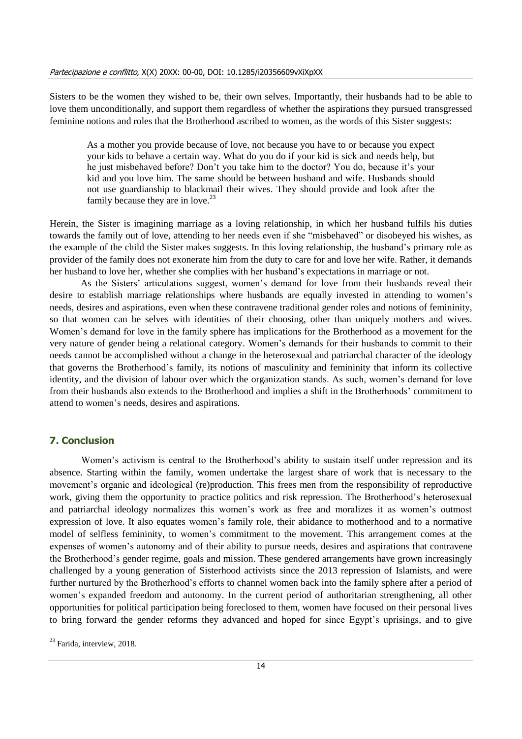Sisters to be the women they wished to be, their own selves. Importantly, their husbands had to be able to love them unconditionally, and support them regardless of whether the aspirations they pursued transgressed feminine notions and roles that the Brotherhood ascribed to women, as the words of this Sister suggests:

> As a mother you provide because of love, not because you have to or because you expect your kids to behave a certain way. What do you do if your kid is sick and needs help, but he just misbehaved before? Don't you take him to the doctor? You do, because it's your kid and you love him. The same should be between husband and wife. Husbands should not use guardianship to blackmail their wives. They should provide and look after the family because they are in love.[23]

Herein, the Sister is imagining marriage as a loving relationship, in which her husband fulfils his duties towards the family out of love, attending to her needs even if she "misbehaved" or disobeyed his wishes, as the example of the child the Sister makes suggests. In this loving relationship, the husband's primary role as provider of the family does not exonerate him from the duty to care for and love her wife. Rather, it demands her husband to love her, whether she complies with her husband's expectations in marriage or not.

As the Sisters' articulations suggest, women's demand for love from their husbands reveal their desire to establish marriage relationships where husbands are equally invested in attending to women's needs, desires and aspirations, even when these contravene traditional gender roles and notions of femininity, so that women can be selves with identities of their choosing, other than uniquely mothers and wives. Women's demand for love in the family sphere has implications for the Brotherhood as a movement for the very nature of gender being a relational category. Women's demands for their husbands to commit to their needs cannot be accomplished without a change in the heterosexual and patriarchal character of the ideology that governs the Brotherhood's family, its notions of masculinity and femininity that inform its collective identity, and the division of labour over which the organization stands. As such, women's demand for love from their husbands also extends to the Brotherhood and implies a shift in the Brotherhoods' commitment to attend to women's needs, desires and aspirations.

## 7. Conclusion

Women's activism is central to the Brotherhood's ability to sustain itself under repression and its absence. Starting within the family, women undertake the largest share of work that is necessary to the movement's organic and ideological (re)production. This frees men from the responsibility of reproductive work, giving them the opportunity to practice politics and risk repression. The Brotherhood's heterosexual and patriarchal ideology normalizes this women's work as free and moralizes it as women's outmost expression of love. It also equates women's family role, their abidance to motherhood and to a normative model of selfless femininity, to women's commitment to the movement. This arrangement comes at the expenses of women's autonomy and of their ability to pursue needs, desires and aspirations that contravene the Brotherhood's gender regime, goals and mission. These gendered arrangements have grown increasingly challenged by a young generation of Sisterhood activists since the 2013 repression of Islamists, and were further nurtured by the Brotherhood's efforts to channel women back into the family sphere after a period of women's expanded freedom and autonomy. In the current period of authoritarian strengthening, all other opportunities for political participation being foreclosed to them, women have focused on their personal lives to bring forward the gender reforms they advanced and hoped for since Egypt's uprisings, and to give

[23] Farida, interview, 2018.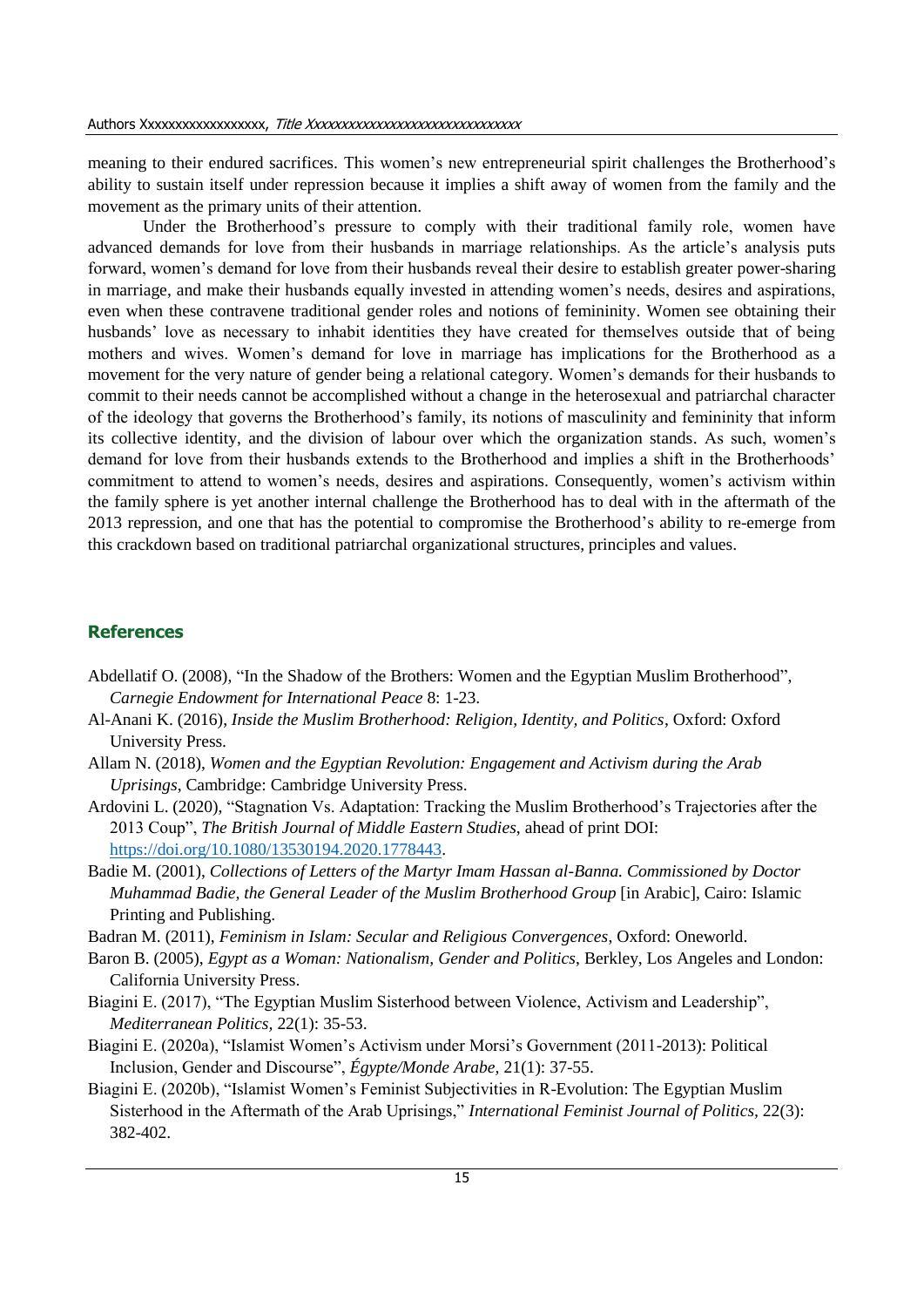meaning to their endured sacrifices. This women's new entrepreneurial spirit challenges the Brotherhood's ability to sustain itself under repression because it implies a shift away of women from the family and the movement as the primary units of their attention.

Under the Brotherhood's pressure to comply with their traditional family role, women have advanced demands for love from their husbands in marriage relationships. As the article's analysis puts forward, women's demand for love from their husbands reveal their desire to establish greater power-sharing in marriage, and make their husbands equally invested in attending women's needs, desires and aspirations, even when these contravene traditional gender roles and notions of femininity. Women see obtaining their husbands' love as necessary to inhabit identities they have created for themselves outside that of being mothers and wives. Women's demand for love in marriage has implications for the Brotherhood as a movement for the very nature of gender being a relational category. Women's demands for their husbands to commit to their needs cannot be accomplished without a change in the heterosexual and patriarchal character of the ideology that governs the Brotherhood's family, its notions of masculinity and femininity that inform its collective identity, and the division of labour over which the organization stands. As such, women's demand for love from their husbands extends to the Brotherhood and implies a shift in the Brotherhoods' commitment to attend to women's needs, desires and aspirations. Consequently, women's activism within the family sphere is yet another internal challenge the Brotherhood has to deal with in the aftermath of the 2013 repression, and one that has the potential to compromise the Brotherhood's ability to re-emerge from this crackdown based on traditional patriarchal organizational structures, principles and values.

## References

Abdellatif O. (2008), "In the Shadow of the Brothers: Women and the Egyptian Muslim Brotherhood", *Carnegie Endowment for International Peace* 8: 1-23.

Al-Anani K. (2016), *Inside the Muslim Brotherhood: Religion, Identity, and Politics*, Oxford: Oxford University Press.

Allam N. (2018), *Women and the Egyptian Revolution: Engagement and Activism during the Arab Uprisings*, Cambridge: Cambridge University Press.

Ardovini L. (2020), "Stagnation Vs. Adaptation: Tracking the Muslim Brotherhood's Trajectories after the 2013 Coup", *The British Journal of Middle Eastern Studies*, ahead of print DOI: https://doi.org/10.1080/13530194.2020.1778443.

Badie M. (2001), *Collections of Letters of the Martyr Imam Hassan al-Banna. Commissioned by Doctor Muhammad Badie, the General Leader of the Muslim Brotherhood Group* [in Arabic], Cairo: Islamic Printing and Publishing.

Badran M. (2011), *Feminism in Islam: Secular and Religious Convergences*, Oxford: Oneworld.

Baron B. (2005), *Egypt as a Woman: Nationalism, Gender and Politics*, Berkley, Los Angeles and London: California University Press.

Biagini E. (2017), "The Egyptian Muslim Sisterhood between Violence, Activism and Leadership", *Mediterranean Politics,* 22(1): 35-53.

Biagini E. (2020a), "Islamist Women's Activism under Morsi's Government (2011-2013): Political Inclusion, Gender and Discourse", *Égypte/Monde Arabe*, 21(1): 37-55.

Biagini E. (2020b), "Islamist Women's Feminist Subjectivities in R-Evolution: The Egyptian Muslim Sisterhood in the Aftermath of the Arab Uprisings," *International Feminist Journal of Politics*, 22(3): 382-402.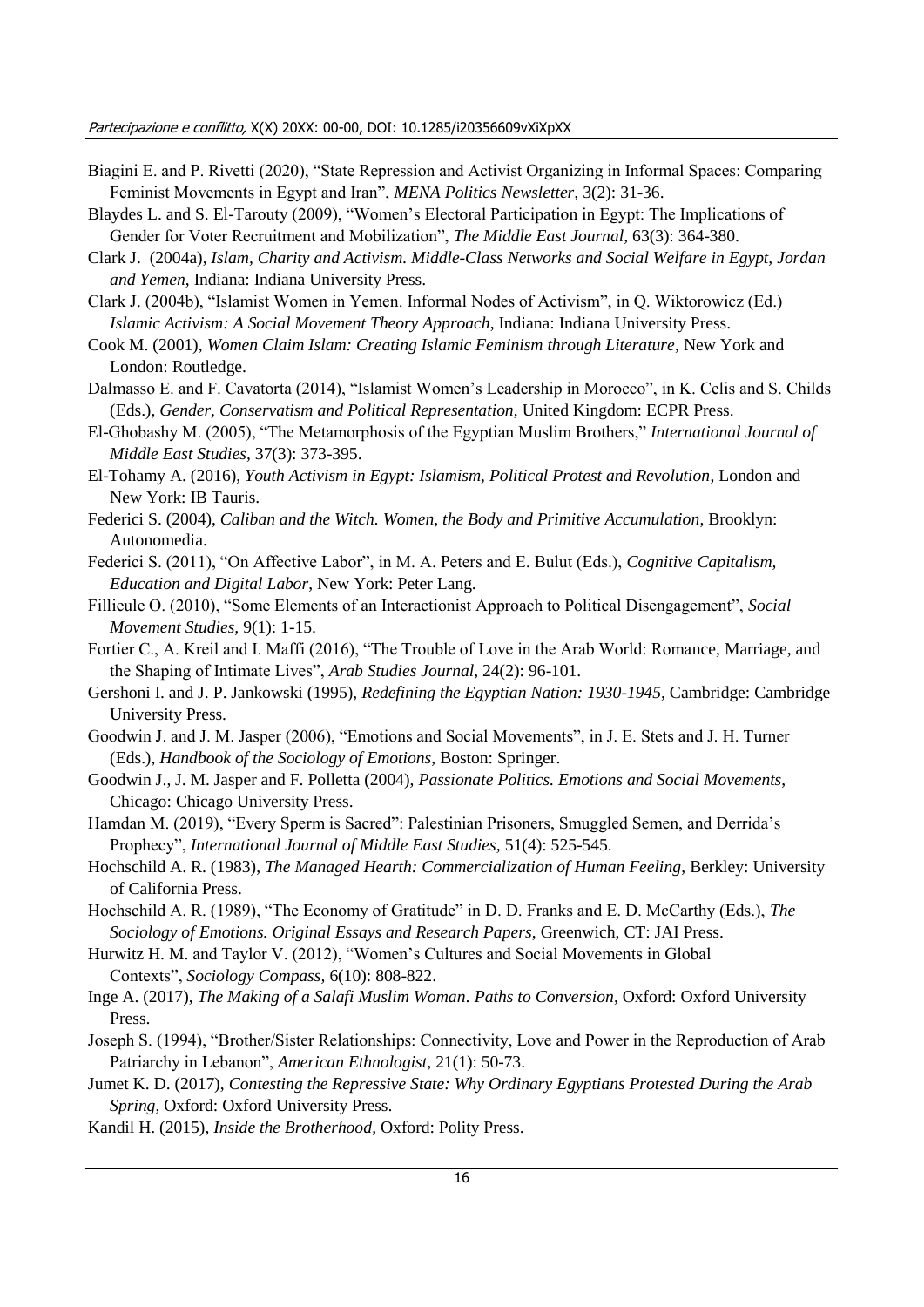Biagini E. and P. Rivetti (2020), "State Repression and Activist Organizing in Informal Spaces: Comparing Feminist Movements in Egypt and Iran", *MENA Politics Newsletter*, 3(2): 31-36.

Blaydes L. and S. El-Tarouty (2009), "Women's Electoral Participation in Egypt: The Implications of Gender for Voter Recruitment and Mobilization", *The Middle East Journal*, 63(3): 364-380.

Clark J. (2004a), *Islam, Charity and Activism. Middle-Class Networks and Social Welfare in Egypt, Jordan and Yemen*, Indiana: Indiana University Press.

Clark J. (2004b), "Islamist Women in Yemen. Informal Nodes of Activism", in Q. Wiktorowicz (Ed.) *Islamic Activism: A Social Movement Theory Approach*, Indiana: Indiana University Press.

Cook M. (2001), *Women Claim Islam: Creating Islamic Feminism through Literature*, New York and London: Routledge.

Dalmasso E. and F. Cavatorta (2014), "Islamist Women's Leadership in Morocco", in K. Celis and S. Childs (Eds.), *Gender, Conservatism and Political Representation*, United Kingdom: ECPR Press.

El-Ghobashy M. (2005), "The Metamorphosis of the Egyptian Muslim Brothers," *International Journal of Middle East Studies*, 37(3): 373-395.

El-Tohamy A. (2016), *Youth Activism in Egypt: Islamism, Political Protest and Revolution*, London and New York: IB Tauris.

Federici S. (2004), *Caliban and the Witch. Women, the Body and Primitive Accumulation*, Brooklyn: Autonomedia.

Federici S. (2011), "On Affective Labor", in M. A. Peters and E. Bulut (Eds.), *Cognitive Capitalism, Education and Digital Labor*, New York: Peter Lang.

Fillieule O. (2010), "Some Elements of an Interactionist Approach to Political Disengagement", *Social Movement Studies*, 9(1): 1-15.

Fortier C., A. Kreil and I. Maffi (2016), "The Trouble of Love in the Arab World: Romance, Marriage, and the Shaping of Intimate Lives", *Arab Studies Journal*, 24(2): 96-101.

Gershoni I. and J. P. Jankowski (1995), *Redefining the Egyptian Nation: 1930-1945*, Cambridge: Cambridge University Press.

Goodwin J. and J. M. Jasper (2006), "Emotions and Social Movements", in J. E. Stets and J. H. Turner (Eds.), *Handbook of the Sociology of Emotions*, Boston: Springer.

Goodwin J., J. M. Jasper and F. Polletta (2004), *Passionate Politics. Emotions and Social Movements*, Chicago: Chicago University Press.

Hamdan M. (2019), "Every Sperm is Sacred": Palestinian Prisoners, Smuggled Semen, and Derrida's Prophecy", *International Journal of Middle East Studies*, 51(4): 525-545.

Hochschild A. R. (1983), *The Managed Hearth: Commercialization of Human Feeling*, Berkley: University of California Press.

Hochschild A. R. (1989), "The Economy of Gratitude" in D. D. Franks and E. D. McCarthy (Eds.), *The Sociology of Emotions. Original Essays and Research Papers*, Greenwich, CT: JAI Press.

Hurwitz H. M. and Taylor V. (2012), "Women's Cultures and Social Movements in Global Contexts", *Sociology Compass*, 6(10): 808-822.

Inge A. (2017), *The Making of a Salafi Muslim Woman. Paths to Conversion*, Oxford: Oxford University Press.

Joseph S. (1994), "Brother/Sister Relationships: Connectivity, Love and Power in the Reproduction of Arab Patriarchy in Lebanon", *American Ethnologist*, 21(1): 50-73.

Jumet K. D. (2017), *Contesting the Repressive State: Why Ordinary Egyptians Protested During the Arab Spring*, Oxford: Oxford University Press.

Kandil H. (2015), *Inside the Brotherhood*, Oxford: Polity Press.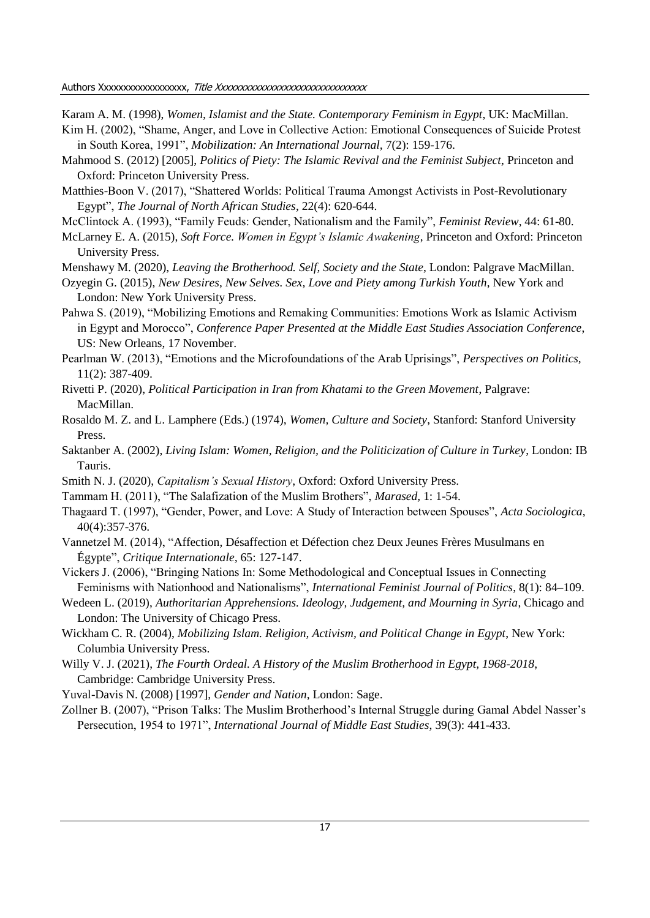Karam A. M. (1998), *Women, Islamist and the State. Contemporary Feminism in Egypt*, UK: MacMillan.

Kim H. (2002), "Shame, Anger, and Love in Collective Action: Emotional Consequences of Suicide Protest in South Korea, 1991", *Mobilization: An International Journal,* 7(2): 159-176.

Mahmood S. (2012) [2005], *Politics of Piety: The Islamic Revival and the Feminist Subject*, Princeton and Oxford: Princeton University Press.

Matthies-Boon V. (2017), "Shattered Worlds: Political Trauma Amongst Activists in Post-Revolutionary Egypt", *The Journal of North African Studies*, 22(4): 620-644.

McClintock A. (1993), "Family Feuds: Gender, Nationalism and the Family", *Feminist Review*, 44: 61-80.

McLarney E. A. (2015), *Soft Force. Women in Egypt's Islamic Awakening*, Princeton and Oxford: Princeton University Press.

Menshawy M. (2020), *Leaving the Brotherhood. Self, Society and the State*, London: Palgrave MacMillan.

Ozyegin G. (2015), *New Desires, New Selves. Sex, Love and Piety among Turkish Youth*, New York and London: New York University Press.

Pahwa S. (2019), "Mobilizing Emotions and Remaking Communities: Emotions Work as Islamic Activism in Egypt and Morocco", *Conference Paper Presented at the Middle East Studies Association Conference*, US: New Orleans, 17 November.

Pearlman W. (2013), "Emotions and the Microfoundations of the Arab Uprisings", *Perspectives on Politics,* 11(2): 387-409.

Rivetti P. (2020), *Political Participation in Iran from Khatami to the Green Movement*, Palgrave: MacMillan.

Rosaldo M. Z. and L. Lamphere (Eds.) (1974), *Women, Culture and Society*, Stanford: Stanford University Press.

Saktanber A. (2002), *Living Islam: Women, Religion, and the Politicization of Culture in Turkey*, London: IB Tauris.

Smith N. J. (2020), *Capitalism's Sexual History*, Oxford: Oxford University Press.

Tammam H. (2011), "The Salafization of the Muslim Brothers", *Marased*, 1: 1-54.

Thagaard T. (1997), "Gender, Power, and Love: A Study of Interaction between Spouses", *Acta Sociologica*, 40(4):357-376.

Vannetzel M. (2014), "Affection, Désaffection et Défection chez Deux Jeunes Frères Musulmans en Égypte", *Critique Internationale,* 65: 127-147.

Vickers J. (2006), "Bringing Nations In: Some Methodological and Conceptual Issues in Connecting Feminisms with Nationhood and Nationalisms", *International Feminist Journal of Politics*, 8(1): 84–109.

Wedeen L. (2019), *Authoritarian Apprehensions. Ideology, Judgement, and Mourning in Syria*, Chicago and London: The University of Chicago Press.

Wickham C. R. (2004), *Mobilizing Islam. Religion, Activism, and Political Change in Egypt*, New York: Columbia University Press.

Willy V. J. (2021), *The Fourth Ordeal. A History of the Muslim Brotherhood in Egypt, 1968-2018*, Cambridge: Cambridge University Press.

Yuval-Davis N. (2008) [1997], *Gender and Nation*, London: Sage.

Zollner B. (2007), "Prison Talks: The Muslim Brotherhood's Internal Struggle during Gamal Abdel Nasser's Persecution, 1954 to 1971", *International Journal of Middle East Studies,* 39(3): 441-433.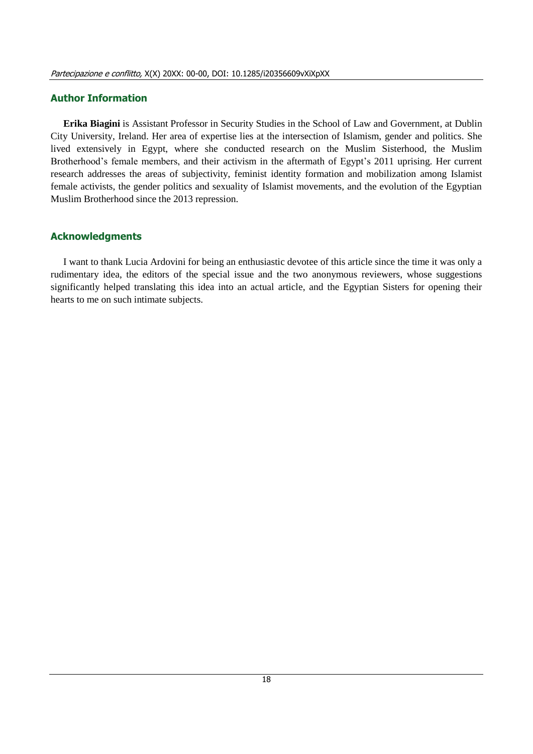## Author Information

**Erika Biagini** is Assistant Professor in Security Studies in the School of Law and Government, at Dublin City University, Ireland. Her area of expertise lies at the intersection of Islamism, gender and politics. She lived extensively in Egypt, where she conducted research on the Muslim Sisterhood, the Muslim Brotherhood's female members, and their activism in the aftermath of Egypt's 2011 uprising. Her current research addresses the areas of subjectivity, feminist identity formation and mobilization among Islamist female activists, the gender politics and sexuality of Islamist movements, and the evolution of the Egyptian Muslim Brotherhood since the 2013 repression.

## Acknowledgments

I want to thank Lucia Ardovini for being an enthusiastic devotee of this article since the time it was only a rudimentary idea, the editors of the special issue and the two anonymous reviewers, whose suggestions significantly helped translating this idea into an actual article, and the Egyptian Sisters for opening their hearts to me on such intimate subjects.